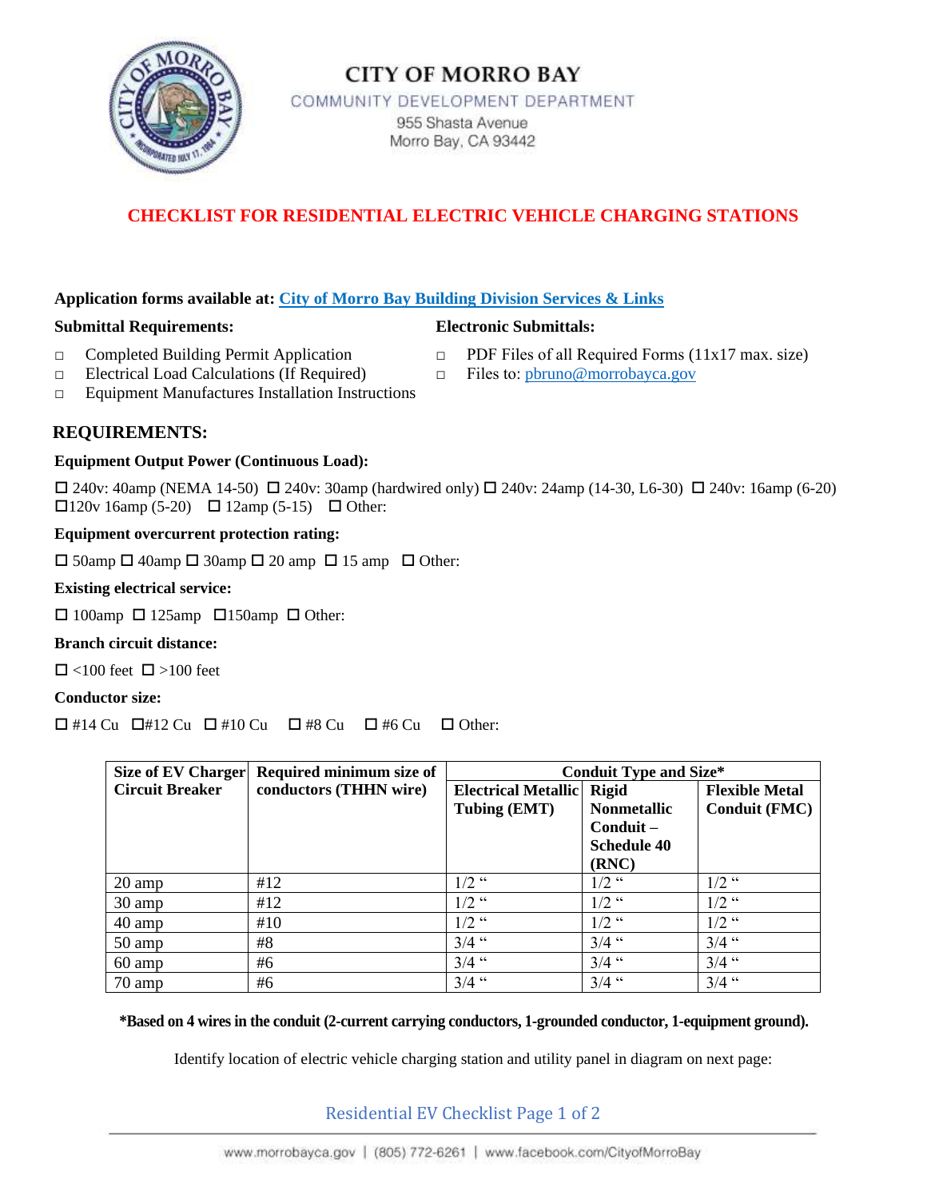# CITY OF MORRO BAY

COMMUNITY DEVELOPMENT DEPARTMENT

955 Shasta Avenue
Morro Bay, CA 93442

## CHECKLIST FOR RESIDENTIAL ELECTRIC VEHICLE CHARGING STATIONS

**Application forms available at:** [City of Morro Bay Building Division Services & Links]()

**Submittal Requirements:**

- □ Completed Building Permit Application
- □ Electrical Load Calculations (If Required)
- □ Equipment Manufactures Installation Instructions

**Electronic Submittals:**

- □ PDF Files of all Required Forms (11x17 max. size)
- □ Files to: pbruno@morrobayca.gov

### REQUIREMENTS:

**Equipment Output Power (Continuous Load):**

☐ 240v: 40amp (NEMA 14-50) ☐ 240v: 30amp (hardwired only) ☐ 240v: 24amp (14-30, L6-30) ☐ 240v: 16amp (6-20) ☐120v 16amp (5-20) ☐ 12amp (5-15) ☐ Other:

**Equipment overcurrent protection rating:**

☐ 50amp ☐ 40amp ☐ 30amp ☐ 20 amp ☐ 15 amp ☐ Other:

**Existing electrical service:**

☐ 100amp ☐ 125amp ☐150amp ☐ Other:

**Branch circuit distance:**

☐ <100 feet ☐ >100 feet

**Conductor size:**

☐ #14 Cu ☐#12 Cu ☐ #10 Cu ☐ #8 Cu ☐ #6 Cu ☐ Other:

| Size of EV Charger Circuit Breaker | Required minimum size of conductors (THHN wire) | Conduit Type and Size* | | |
|---|---|---|---|---|
| | | Electrical Metallic Tubing (EMT) | Rigid Nonmetallic Conduit – Schedule 40 (RNC) | Flexible Metal Conduit (FMC) |
| 20 amp | #12 | 1/2 " | 1/2 " | 1/2 " |
| 30 amp | #12 | 1/2 " | 1/2 " | 1/2 " |
| 40 amp | #10 | 1/2 " | 1/2 " | 1/2 " |
| 50 amp | #8 | 3/4 " | 3/4 " | 3/4 " |
| 60 amp | #6 | 3/4 " | 3/4 " | 3/4 " |
| 70 amp | #6 | 3/4 " | 3/4 " | 3/4 " |

**\*Based on 4 wires in the conduit (2-current carrying conductors, 1-grounded conductor, 1-equipment ground).**

Identify location of electric vehicle charging station and utility panel in diagram on next page: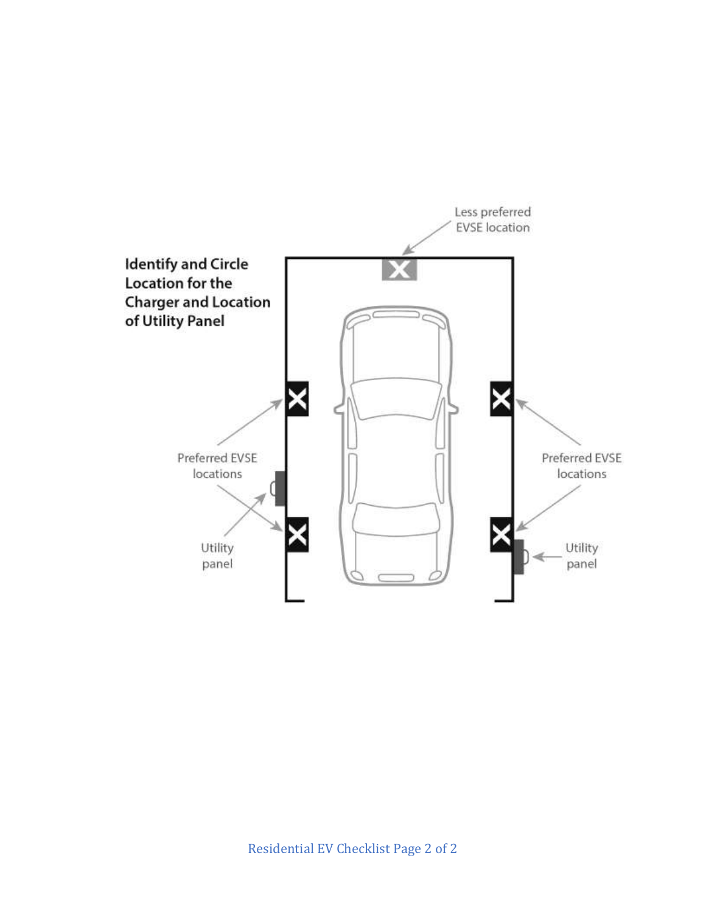**Identify and Circle Location for the Charger and Location of Utility Panel**

Less preferred EVSE location

Preferred EVSE locations

Utility panel

Preferred EVSE locations

Utility panel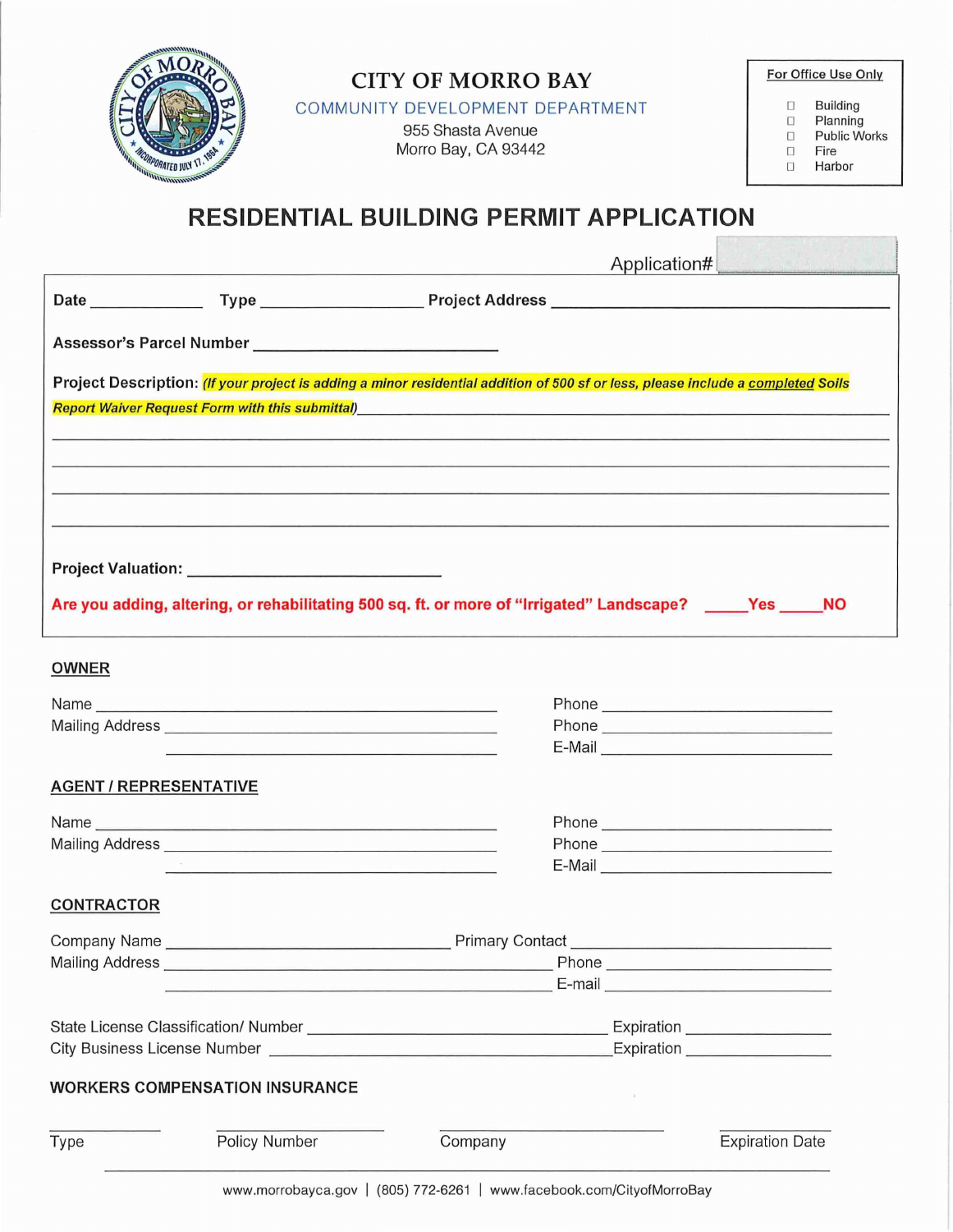# CITY OF MORRO BAY

COMMUNITY DEVELOPMENT DEPARTMENT

955 Shasta Avenue
Morro Bay, CA 93442

**For Office Use Only**

- ☐ Building
- ☐ Planning
- ☐ Public Works
- ☐ Fire
- ☐ Harbor

# RESIDENTIAL BUILDING PERMIT APPLICATION

Application# ____________

**Date** ____________ **Type** ________________ **Project Address** ________________________________

**Assessor's Parcel Number** ________________________

**Project Description:** ***(If your project is adding a minor residential addition of 500 sf or less, please include a completed Soils Report Waiver Request Form with this submittal)*** ____________________________________

______________________________________________________________________

______________________________________________________________________

______________________________________________________________________

______________________________________________________________________

**Project Valuation:** ________________________

**Are you adding, altering, or rehabilitating 500 sq. ft. or more of "Irrigated" Landscape? _____Yes _____NO**

## OWNER

Name ________________________________________ Phone ____________________

Mailing Address ________________________________ Phone ____________________

________________________________________ E-Mail ____________________

## AGENT / REPRESENTATIVE

Name ________________________________________ Phone ____________________

Mailing Address ________________________________ Phone ____________________

________________________________________ E-Mail ____________________

## CONTRACTOR

Company Name ____________________________ Primary Contact ____________________

Mailing Address ________________________________ Phone ____________________

________________________________________ E-mail ____________________

State License Classification/ Number ____________________________ Expiration ______________

City Business License Number ________________________________ Expiration ______________

## WORKERS COMPENSATION INSURANCE

| Type | Policy Number | Company | Expiration Date |
|---|---|---|---|
| ______ | ______ | ______ | ______ |

www.morrobayca.gov | (805) 772-6261 | www.facebook.com/CityofMorroBay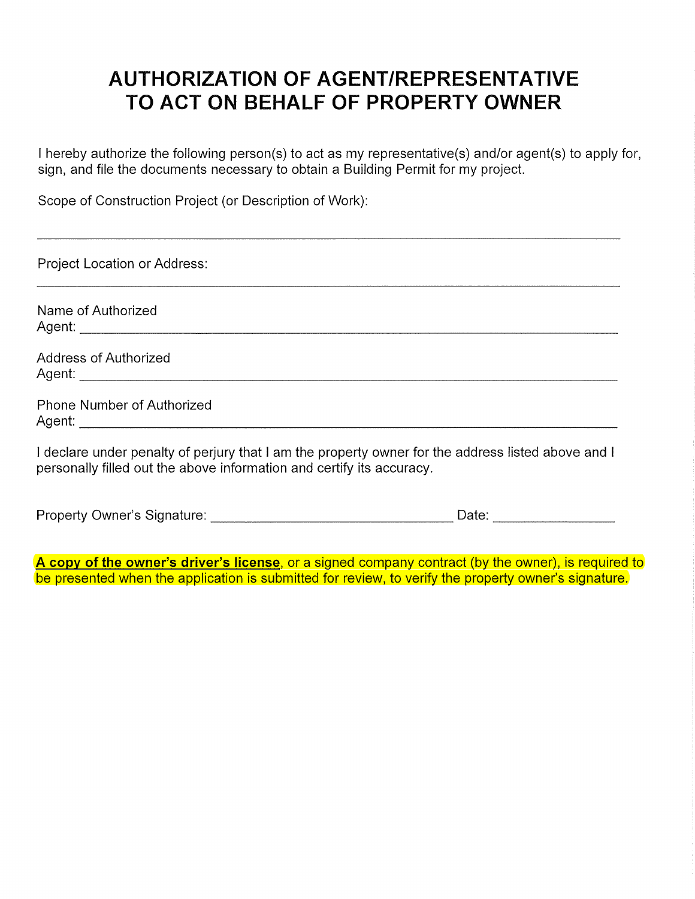# AUTHORIZATION OF AGENT/REPRESENTATIVE TO ACT ON BEHALF OF PROPERTY OWNER

I hereby authorize the following person(s) to act as my representative(s) and/or agent(s) to apply for, sign, and file the documents necessary to obtain a Building Permit for my project.

Scope of Construction Project (or Description of Work):

______________________________________________________________________

Project Location or Address:

______________________________________________________________________

Name of Authorized Agent: ______________________________________________________________

Address of Authorized Agent: ______________________________________________________________

Phone Number of Authorized Agent: ______________________________________________________________

I declare under penalty of perjury that I am the property owner for the address listed above and I personally filled out the above information and certify its accuracy.

Property Owner's Signature: ________________________________ Date: ______________

**A copy of the owner's driver's license**, or a signed company contract (by the owner), is required to be presented when the application is submitted for review, to verify the property owner's signature.